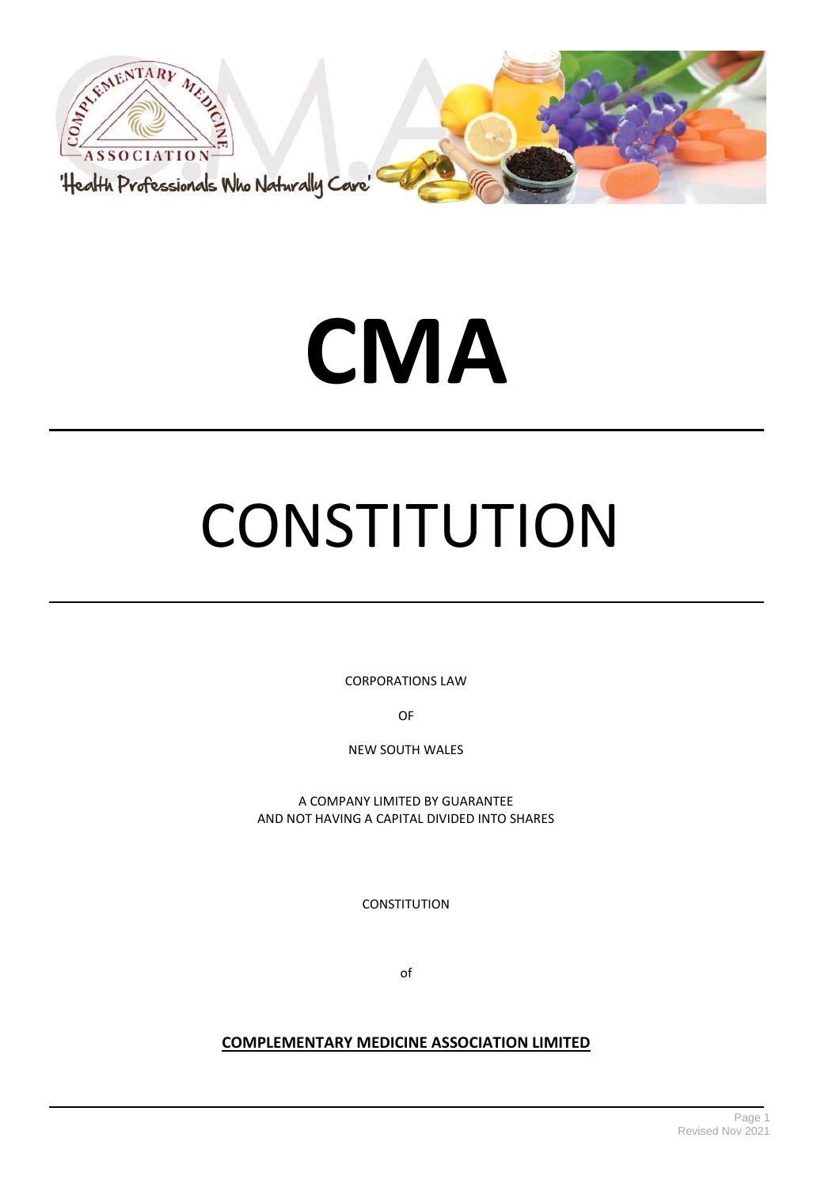# CMA

# CONSTITUTION

CORPORATIONS LAW

OF

NEW SOUTH WALES

A COMPANY LIMITED BY GUARANTEE
AND NOT HAVING A CAPITAL DIVIDED INTO SHARES

CONSTITUTION

of

**COMPLEMENTARY MEDICINE ASSOCIATION LIMITED**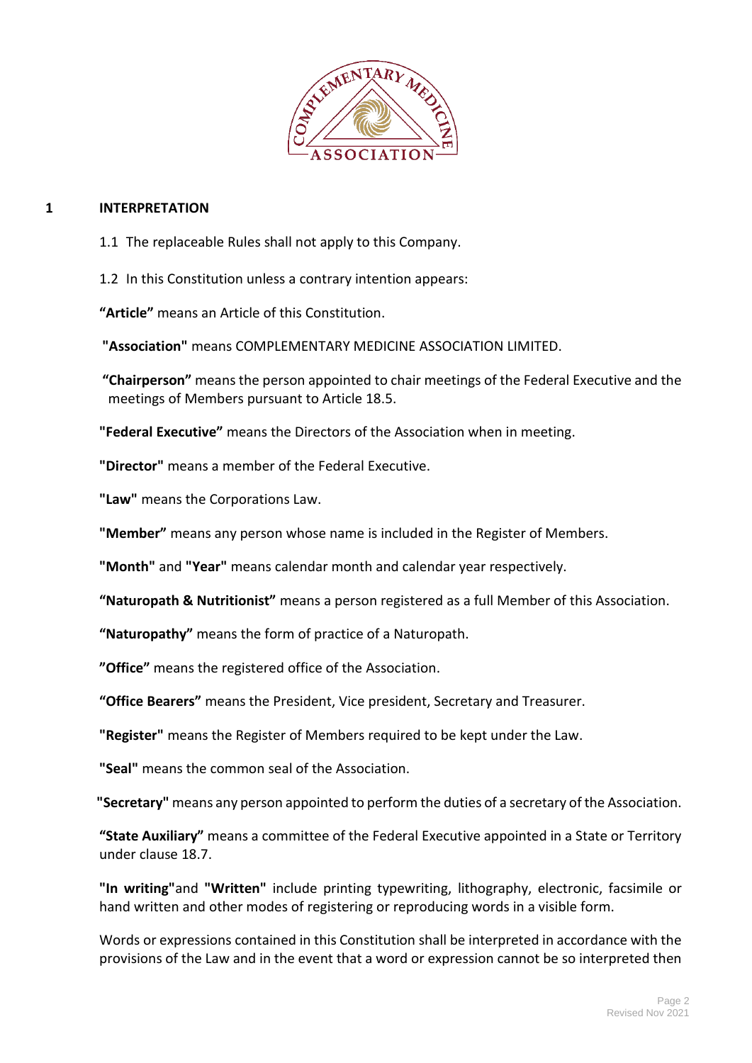## 1 INTERPRETATION

1.1 The replaceable Rules shall not apply to this Company.

1.2 In this Constitution unless a contrary intention appears:

**"Article"** means an Article of this Constitution.

**"Association"** means COMPLEMENTARY MEDICINE ASSOCIATION LIMITED.

**"Chairperson"** means the person appointed to chair meetings of the Federal Executive and the meetings of Members pursuant to Article 18.5.

**"Federal Executive"** means the Directors of the Association when in meeting.

**"Director"** means a member of the Federal Executive.

**"Law"** means the Corporations Law.

**"Member"** means any person whose name is included in the Register of Members.

**"Month"** and **"Year"** means calendar month and calendar year respectively.

**"Naturopath & Nutritionist"** means a person registered as a full Member of this Association.

**"Naturopathy"** means the form of practice of a Naturopath.

**"Office"** means the registered office of the Association.

**"Office Bearers"** means the President, Vice president, Secretary and Treasurer.

**"Register"** means the Register of Members required to be kept under the Law.

**"Seal"** means the common seal of the Association.

**"Secretary"** means any person appointed to perform the duties of a secretary of the Association.

**"State Auxiliary"** means a committee of the Federal Executive appointed in a State or Territory under clause 18.7.

**"In writing"** and **"Written"** include printing typewriting, lithography, electronic, facsimile or hand written and other modes of registering or reproducing words in a visible form.

Words or expressions contained in this Constitution shall be interpreted in accordance with the provisions of the Law and in the event that a word or expression cannot be so interpreted then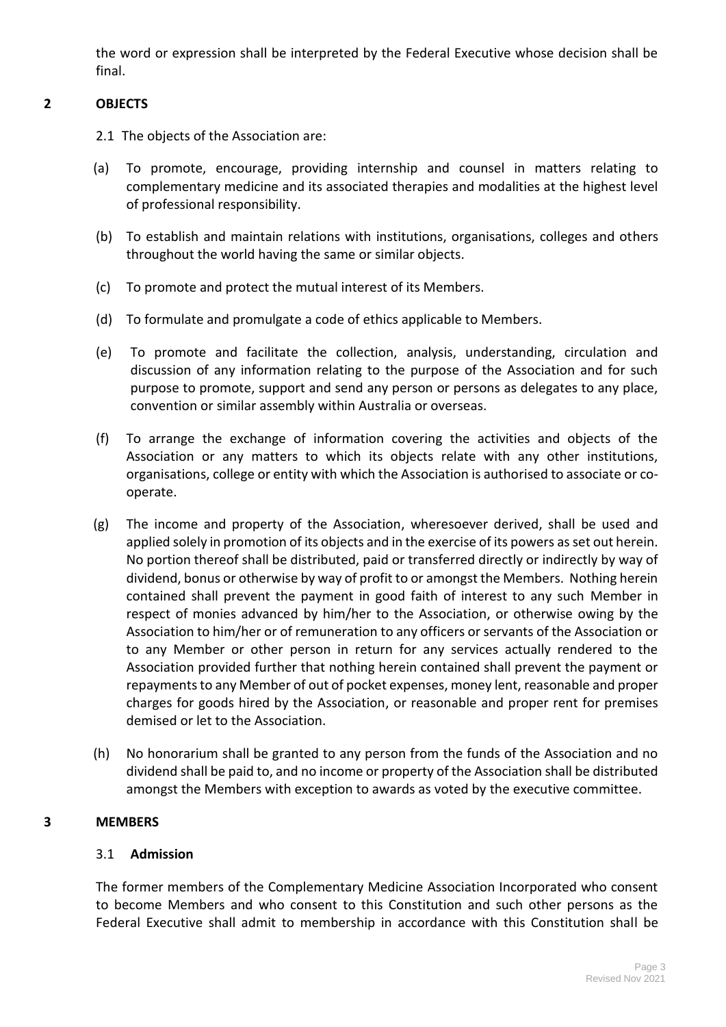the word or expression shall be interpreted by the Federal Executive whose decision shall be final.

## 2 OBJECTS

2.1 The objects of the Association are:

(a) To promote, encourage, providing internship and counsel in matters relating to complementary medicine and its associated therapies and modalities at the highest level of professional responsibility.

(b) To establish and maintain relations with institutions, organisations, colleges and others throughout the world having the same or similar objects.

(c) To promote and protect the mutual interest of its Members.

(d) To formulate and promulgate a code of ethics applicable to Members.

(e) To promote and facilitate the collection, analysis, understanding, circulation and discussion of any information relating to the purpose of the Association and for such purpose to promote, support and send any person or persons as delegates to any place, convention or similar assembly within Australia or overseas.

(f) To arrange the exchange of information covering the activities and objects of the Association or any matters to which its objects relate with any other institutions, organisations, college or entity with which the Association is authorised to associate or co-operate.

(g) The income and property of the Association, wheresoever derived, shall be used and applied solely in promotion of its objects and in the exercise of its powers as set out herein. No portion thereof shall be distributed, paid or transferred directly or indirectly by way of dividend, bonus or otherwise by way of profit to or amongst the Members. Nothing herein contained shall prevent the payment in good faith of interest to any such Member in respect of monies advanced by him/her to the Association, or otherwise owing by the Association to him/her or of remuneration to any officers or servants of the Association or to any Member or other person in return for any services actually rendered to the Association provided further that nothing herein contained shall prevent the payment or repayments to any Member of out of pocket expenses, money lent, reasonable and proper charges for goods hired by the Association, or reasonable and proper rent for premises demised or let to the Association.

(h) No honorarium shall be granted to any person from the funds of the Association and no dividend shall be paid to, and no income or property of the Association shall be distributed amongst the Members with exception to awards as voted by the executive committee.

## 3 MEMBERS

### 3.1 Admission

The former members of the Complementary Medicine Association Incorporated who consent to become Members and who consent to this Constitution and such other persons as the Federal Executive shall admit to membership in accordance with this Constitution shall be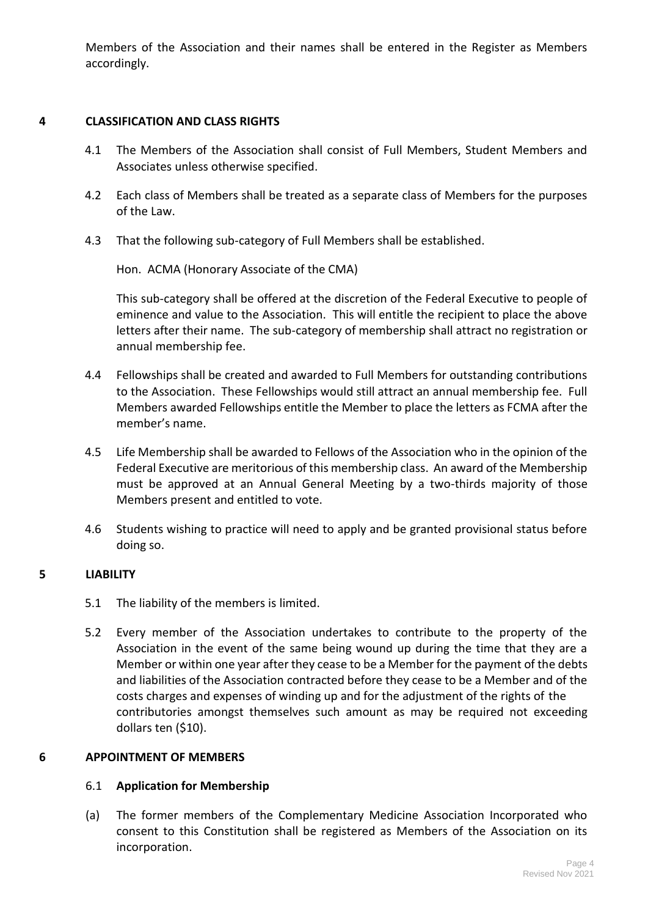Members of the Association and their names shall be entered in the Register as Members accordingly.

## 4 CLASSIFICATION AND CLASS RIGHTS

4.1 The Members of the Association shall consist of Full Members, Student Members and Associates unless otherwise specified.

4.2 Each class of Members shall be treated as a separate class of Members for the purposes of the Law.

4.3 That the following sub-category of Full Members shall be established.

Hon. ACMA (Honorary Associate of the CMA)

This sub-category shall be offered at the discretion of the Federal Executive to people of eminence and value to the Association. This will entitle the recipient to place the above letters after their name. The sub-category of membership shall attract no registration or annual membership fee.

4.4 Fellowships shall be created and awarded to Full Members for outstanding contributions to the Association. These Fellowships would still attract an annual membership fee. Full Members awarded Fellowships entitle the Member to place the letters as FCMA after the member's name.

4.5 Life Membership shall be awarded to Fellows of the Association who in the opinion of the Federal Executive are meritorious of this membership class. An award of the Membership must be approved at an Annual General Meeting by a two-thirds majority of those Members present and entitled to vote.

4.6 Students wishing to practice will need to apply and be granted provisional status before doing so.

## 5 LIABILITY

5.1 The liability of the members is limited.

5.2 Every member of the Association undertakes to contribute to the property of the Association in the event of the same being wound up during the time that they are a Member or within one year after they cease to be a Member for the payment of the debts and liabilities of the Association contracted before they cease to be a Member and of the costs charges and expenses of winding up and for the adjustment of the rights of the contributories amongst themselves such amount as may be required not exceeding dollars ten ($10).

## 6 APPOINTMENT OF MEMBERS

### 6.1 Application for Membership

(a) The former members of the Complementary Medicine Association Incorporated who consent to this Constitution shall be registered as Members of the Association on its incorporation.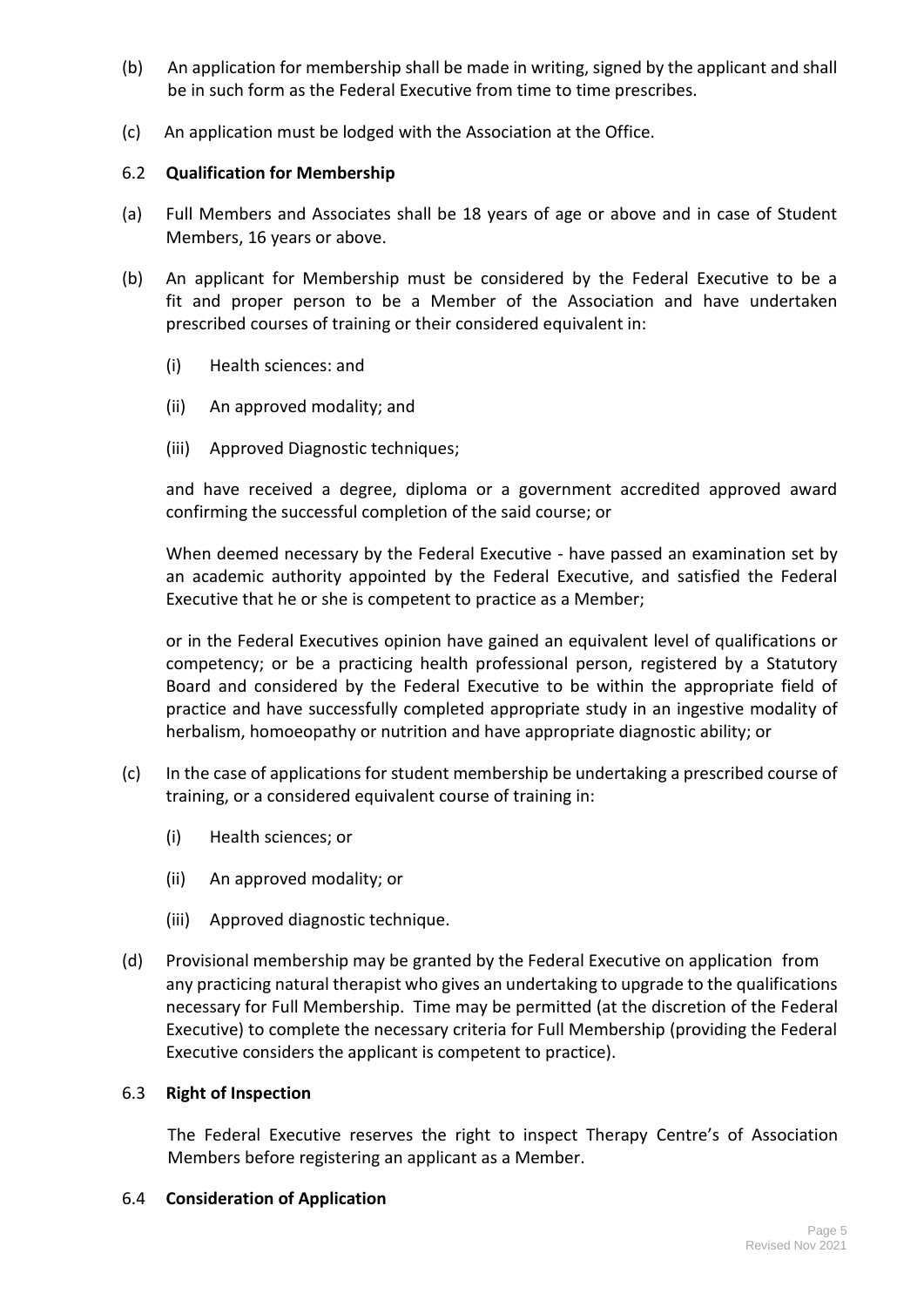(b) An application for membership shall be made in writing, signed by the applicant and shall be in such form as the Federal Executive from time to time prescribes.

(c) An application must be lodged with the Association at the Office.

### 6.2 **Qualification for Membership**

(a) Full Members and Associates shall be 18 years of age or above and in case of Student Members, 16 years or above.

(b) An applicant for Membership must be considered by the Federal Executive to be a fit and proper person to be a Member of the Association and have undertaken prescribed courses of training or their considered equivalent in:

- (i) Health sciences: and
- (ii) An approved modality; and
- (iii) Approved Diagnostic techniques;

and have received a degree, diploma or a government accredited approved award confirming the successful completion of the said course; or

When deemed necessary by the Federal Executive - have passed an examination set by an academic authority appointed by the Federal Executive, and satisfied the Federal Executive that he or she is competent to practice as a Member;

or in the Federal Executives opinion have gained an equivalent level of qualifications or competency; or be a practicing health professional person, registered by a Statutory Board and considered by the Federal Executive to be within the appropriate field of practice and have successfully completed appropriate study in an ingestive modality of herbalism, homoeopathy or nutrition and have appropriate diagnostic ability; or

(c) In the case of applications for student membership be undertaking a prescribed course of training, or a considered equivalent course of training in:

- (i) Health sciences; or
- (ii) An approved modality; or
- (iii) Approved diagnostic technique.

(d) Provisional membership may be granted by the Federal Executive on application from any practicing natural therapist who gives an undertaking to upgrade to the qualifications necessary for Full Membership. Time may be permitted (at the discretion of the Federal Executive) to complete the necessary criteria for Full Membership (providing the Federal Executive considers the applicant is competent to practice).

### 6.3 **Right of Inspection**

The Federal Executive reserves the right to inspect Therapy Centre's of Association Members before registering an applicant as a Member.

### 6.4 **Consideration of Application**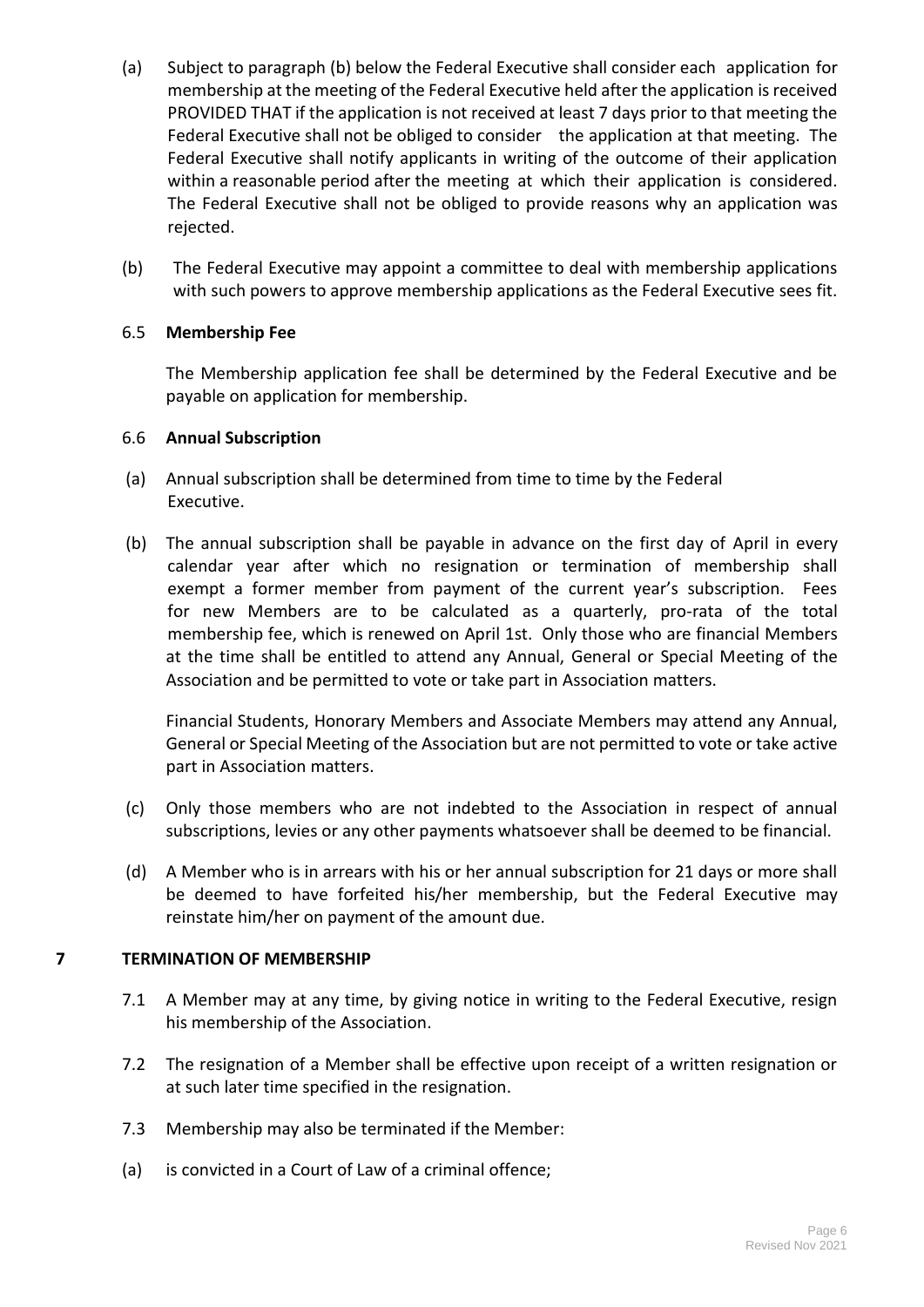(a) Subject to paragraph (b) below the Federal Executive shall consider each application for membership at the meeting of the Federal Executive held after the application is received PROVIDED THAT if the application is not received at least 7 days prior to that meeting the Federal Executive shall not be obliged to consider the application at that meeting. The Federal Executive shall notify applicants in writing of the outcome of their application within a reasonable period after the meeting at which their application is considered. The Federal Executive shall not be obliged to provide reasons why an application was rejected.

(b) The Federal Executive may appoint a committee to deal with membership applications with such powers to approve membership applications as the Federal Executive sees fit.

### 6.5 **Membership Fee**

The Membership application fee shall be determined by the Federal Executive and be payable on application for membership.

### 6.6 **Annual Subscription**

(a) Annual subscription shall be determined from time to time by the Federal Executive.

(b) The annual subscription shall be payable in advance on the first day of April in every calendar year after which no resignation or termination of membership shall exempt a former member from payment of the current year's subscription. Fees for new Members are to be calculated as a quarterly, pro-rata of the total membership fee, which is renewed on April 1st. Only those who are financial Members at the time shall be entitled to attend any Annual, General or Special Meeting of the Association and be permitted to vote or take part in Association matters.

Financial Students, Honorary Members and Associate Members may attend any Annual, General or Special Meeting of the Association but are not permitted to vote or take active part in Association matters.

(c) Only those members who are not indebted to the Association in respect of annual subscriptions, levies or any other payments whatsoever shall be deemed to be financial.

(d) A Member who is in arrears with his or her annual subscription for 21 days or more shall be deemed to have forfeited his/her membership, but the Federal Executive may reinstate him/her on payment of the amount due.

## 7 **TERMINATION OF MEMBERSHIP**

7.1 A Member may at any time, by giving notice in writing to the Federal Executive, resign his membership of the Association.

7.2 The resignation of a Member shall be effective upon receipt of a written resignation or at such later time specified in the resignation.

7.3 Membership may also be terminated if the Member:

(a) is convicted in a Court of Law of a criminal offence;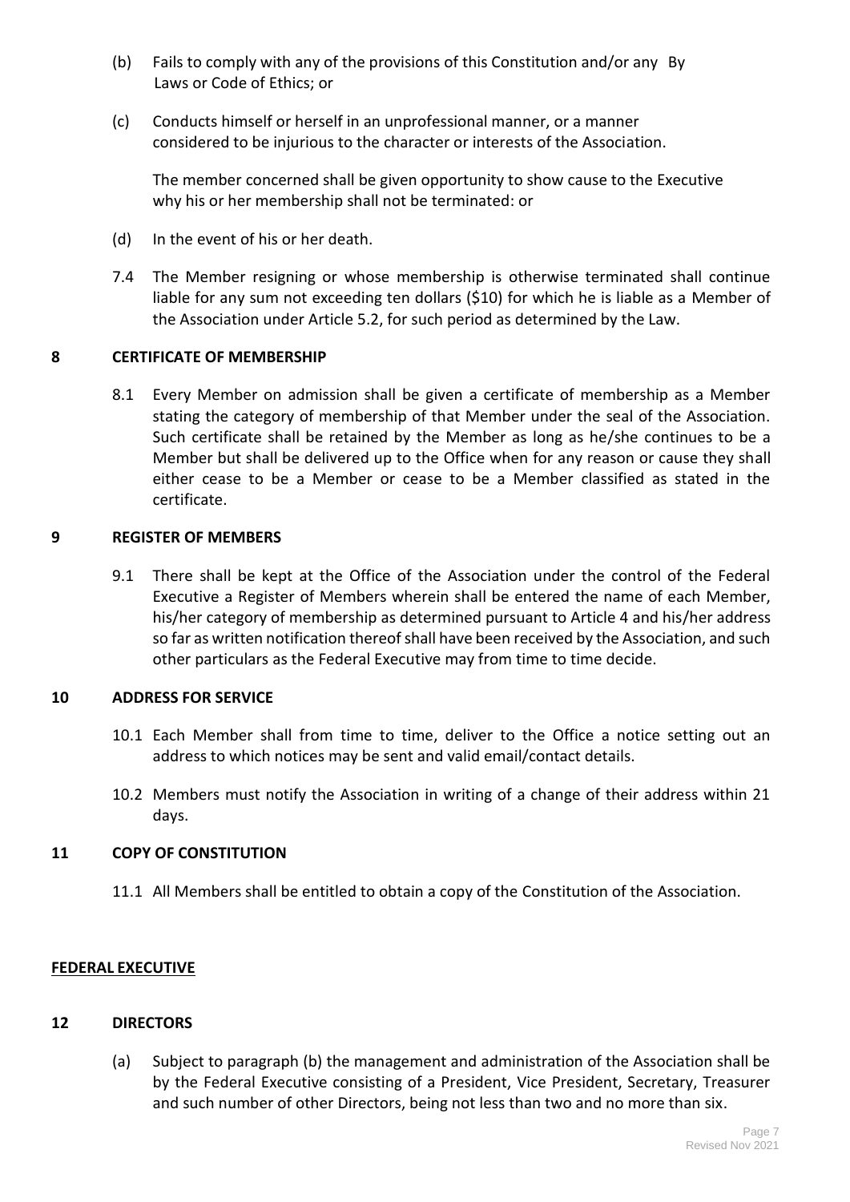(b) Fails to comply with any of the provisions of this Constitution and/or any By Laws or Code of Ethics; or

(c) Conducts himself or herself in an unprofessional manner, or a manner considered to be injurious to the character or interests of the Association.

The member concerned shall be given opportunity to show cause to the Executive why his or her membership shall not be terminated: or

(d) In the event of his or her death.

7.4 The Member resigning or whose membership is otherwise terminated shall continue liable for any sum not exceeding ten dollars ($10) for which he is liable as a Member of the Association under Article 5.2, for such period as determined by the Law.

## 8 CERTIFICATE OF MEMBERSHIP

8.1 Every Member on admission shall be given a certificate of membership as a Member stating the category of membership of that Member under the seal of the Association. Such certificate shall be retained by the Member as long as he/she continues to be a Member but shall be delivered up to the Office when for any reason or cause they shall either cease to be a Member or cease to be a Member classified as stated in the certificate.

## 9 REGISTER OF MEMBERS

9.1 There shall be kept at the Office of the Association under the control of the Federal Executive a Register of Members wherein shall be entered the name of each Member, his/her category of membership as determined pursuant to Article 4 and his/her address so far as written notification thereof shall have been received by the Association, and such other particulars as the Federal Executive may from time to time decide.

## 10 ADDRESS FOR SERVICE

10.1 Each Member shall from time to time, deliver to the Office a notice setting out an address to which notices may be sent and valid email/contact details.

10.2 Members must notify the Association in writing of a change of their address within 21 days.

## 11 COPY OF CONSTITUTION

11.1 All Members shall be entitled to obtain a copy of the Constitution of the Association.

## FEDERAL EXECUTIVE

## 12 DIRECTORS

(a) Subject to paragraph (b) the management and administration of the Association shall be by the Federal Executive consisting of a President, Vice President, Secretary, Treasurer and such number of other Directors, being not less than two and no more than six.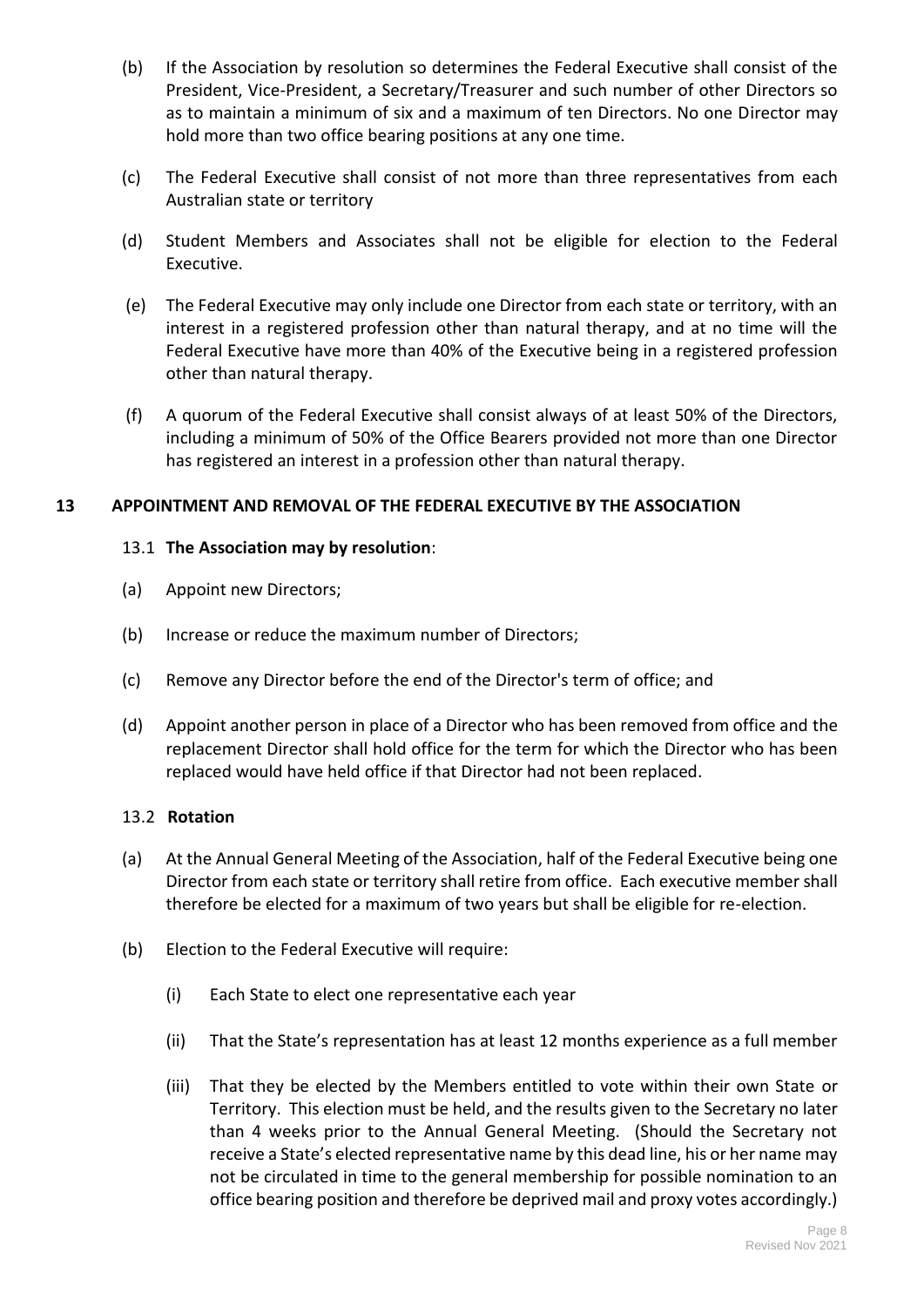(b) If the Association by resolution so determines the Federal Executive shall consist of the President, Vice-President, a Secretary/Treasurer and such number of other Directors so as to maintain a minimum of six and a maximum of ten Directors. No one Director may hold more than two office bearing positions at any one time.

(c) The Federal Executive shall consist of not more than three representatives from each Australian state or territory

(d) Student Members and Associates shall not be eligible for election to the Federal Executive.

(e) The Federal Executive may only include one Director from each state or territory, with an interest in a registered profession other than natural therapy, and at no time will the Federal Executive have more than 40% of the Executive being in a registered profession other than natural therapy.

(f) A quorum of the Federal Executive shall consist always of at least 50% of the Directors, including a minimum of 50% of the Office Bearers provided not more than one Director has registered an interest in a profession other than natural therapy.

## 13 APPOINTMENT AND REMOVAL OF THE FEDERAL EXECUTIVE BY THE ASSOCIATION

13.1 **The Association may by resolution**:

(a) Appoint new Directors;

(b) Increase or reduce the maximum number of Directors;

(c) Remove any Director before the end of the Director's term of office; and

(d) Appoint another person in place of a Director who has been removed from office and the replacement Director shall hold office for the term for which the Director who has been replaced would have held office if that Director had not been replaced.

13.2 **Rotation**

(a) At the Annual General Meeting of the Association, half of the Federal Executive being one Director from each state or territory shall retire from office. Each executive member shall therefore be elected for a maximum of two years but shall be eligible for re-election.

(b) Election to the Federal Executive will require:

(i) Each State to elect one representative each year

(ii) That the State's representation has at least 12 months experience as a full member

(iii) That they be elected by the Members entitled to vote within their own State or Territory. This election must be held, and the results given to the Secretary no later than 4 weeks prior to the Annual General Meeting. (Should the Secretary not receive a State's elected representative name by this dead line, his or her name may not be circulated in time to the general membership for possible nomination to an office bearing position and therefore be deprived mail and proxy votes accordingly.)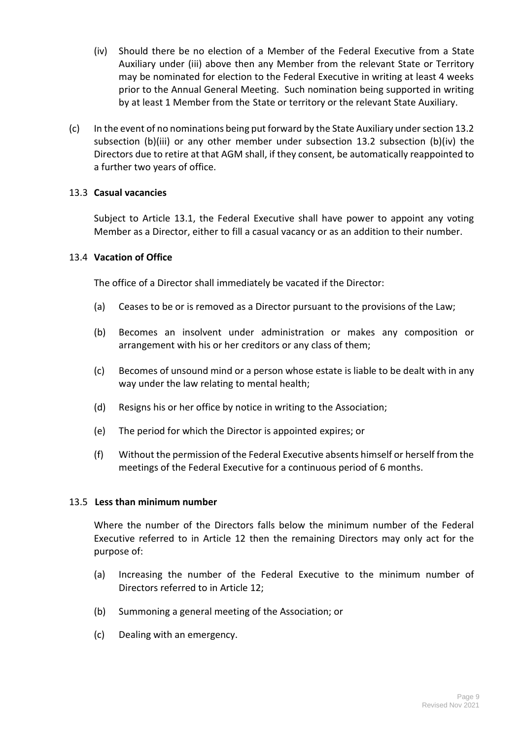(iv) Should there be no election of a Member of the Federal Executive from a State Auxiliary under (iii) above then any Member from the relevant State or Territory may be nominated for election to the Federal Executive in writing at least 4 weeks prior to the Annual General Meeting. Such nomination being supported in writing by at least 1 Member from the State or territory or the relevant State Auxiliary.

(c) In the event of no nominations being put forward by the State Auxiliary under section 13.2 subsection (b)(iii) or any other member under subsection 13.2 subsection (b)(iv) the Directors due to retire at that AGM shall, if they consent, be automatically reappointed to a further two years of office.

### 13.3 Casual vacancies

Subject to Article 13.1, the Federal Executive shall have power to appoint any voting Member as a Director, either to fill a casual vacancy or as an addition to their number.

### 13.4 Vacation of Office

The office of a Director shall immediately be vacated if the Director:

(a) Ceases to be or is removed as a Director pursuant to the provisions of the Law;

(b) Becomes an insolvent under administration or makes any composition or arrangement with his or her creditors or any class of them;

(c) Becomes of unsound mind or a person whose estate is liable to be dealt with in any way under the law relating to mental health;

(d) Resigns his or her office by notice in writing to the Association;

(e) The period for which the Director is appointed expires; or

(f) Without the permission of the Federal Executive absents himself or herself from the meetings of the Federal Executive for a continuous period of 6 months.

### 13.5 Less than minimum number

Where the number of the Directors falls below the minimum number of the Federal Executive referred to in Article 12 then the remaining Directors may only act for the purpose of:

(a) Increasing the number of the Federal Executive to the minimum number of Directors referred to in Article 12;

(b) Summoning a general meeting of the Association; or

(c) Dealing with an emergency.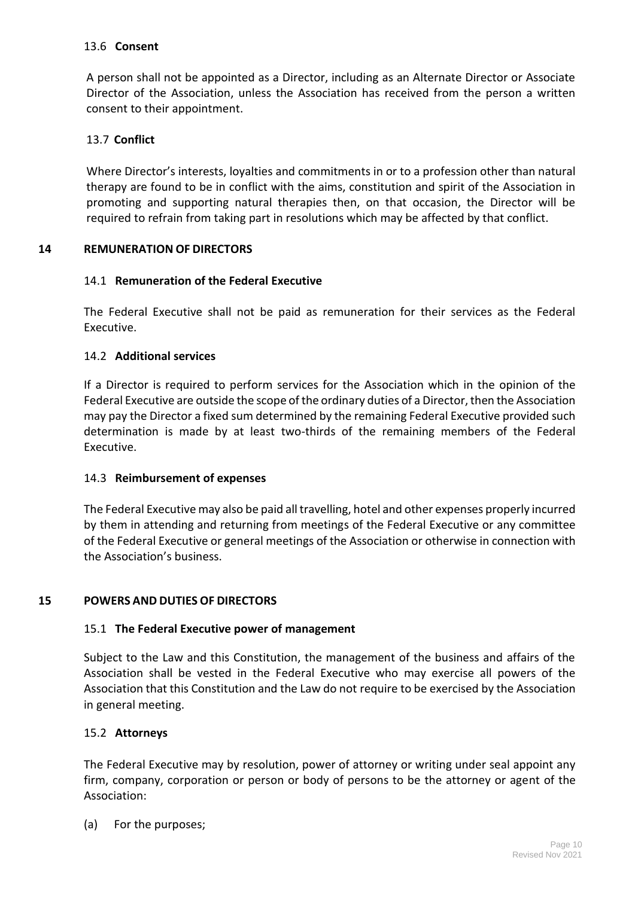### 13.6 **Consent**

A person shall not be appointed as a Director, including as an Alternate Director or Associate Director of the Association, unless the Association has received from the person a written consent to their appointment.

### 13.7 **Conflict**

Where Director's interests, loyalties and commitments in or to a profession other than natural therapy are found to be in conflict with the aims, constitution and spirit of the Association in promoting and supporting natural therapies then, on that occasion, the Director will be required to refrain from taking part in resolutions which may be affected by that conflict.

## 14 REMUNERATION OF DIRECTORS

### 14.1 **Remuneration of the Federal Executive**

The Federal Executive shall not be paid as remuneration for their services as the Federal Executive.

### 14.2 **Additional services**

If a Director is required to perform services for the Association which in the opinion of the Federal Executive are outside the scope of the ordinary duties of a Director, then the Association may pay the Director a fixed sum determined by the remaining Federal Executive provided such determination is made by at least two-thirds of the remaining members of the Federal Executive.

### 14.3 **Reimbursement of expenses**

The Federal Executive may also be paid all travelling, hotel and other expenses properly incurred by them in attending and returning from meetings of the Federal Executive or any committee of the Federal Executive or general meetings of the Association or otherwise in connection with the Association's business.

## 15 POWERS AND DUTIES OF DIRECTORS

### 15.1 **The Federal Executive power of management**

Subject to the Law and this Constitution, the management of the business and affairs of the Association shall be vested in the Federal Executive who may exercise all powers of the Association that this Constitution and the Law do not require to be exercised by the Association in general meeting.

### 15.2 **Attorneys**

The Federal Executive may by resolution, power of attorney or writing under seal appoint any firm, company, corporation or person or body of persons to be the attorney or agent of the Association:

(a) For the purposes;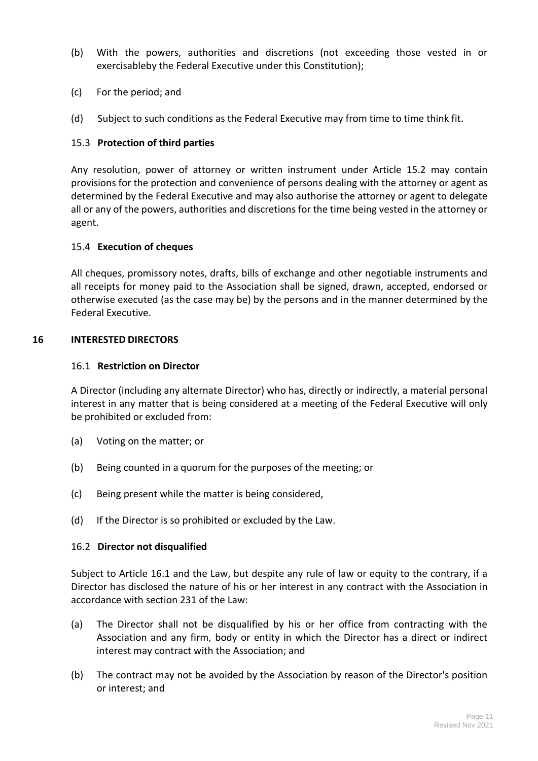(b) With the powers, authorities and discretions (not exceeding those vested in or exercisableby the Federal Executive under this Constitution);

(c) For the period; and

(d) Subject to such conditions as the Federal Executive may from time to time think fit.

### 15.3 **Protection of third parties**

Any resolution, power of attorney or written instrument under Article 15.2 may contain provisions for the protection and convenience of persons dealing with the attorney or agent as determined by the Federal Executive and may also authorise the attorney or agent to delegate all or any of the powers, authorities and discretions for the time being vested in the attorney or agent.

### 15.4 **Execution of cheques**

All cheques, promissory notes, drafts, bills of exchange and other negotiable instruments and all receipts for money paid to the Association shall be signed, drawn, accepted, endorsed or otherwise executed (as the case may be) by the persons and in the manner determined by the Federal Executive.

## 16 INTERESTED DIRECTORS

### 16.1 **Restriction on Director**

A Director (including any alternate Director) who has, directly or indirectly, a material personal interest in any matter that is being considered at a meeting of the Federal Executive will only be prohibited or excluded from:

(a) Voting on the matter; or

(b) Being counted in a quorum for the purposes of the meeting; or

(c) Being present while the matter is being considered,

(d) If the Director is so prohibited or excluded by the Law.

### 16.2 **Director not disqualified**

Subject to Article 16.1 and the Law, but despite any rule of law or equity to the contrary, if a Director has disclosed the nature of his or her interest in any contract with the Association in accordance with section 231 of the Law:

(a) The Director shall not be disqualified by his or her office from contracting with the Association and any firm, body or entity in which the Director has a direct or indirect interest may contract with the Association; and

(b) The contract may not be avoided by the Association by reason of the Director's position or interest; and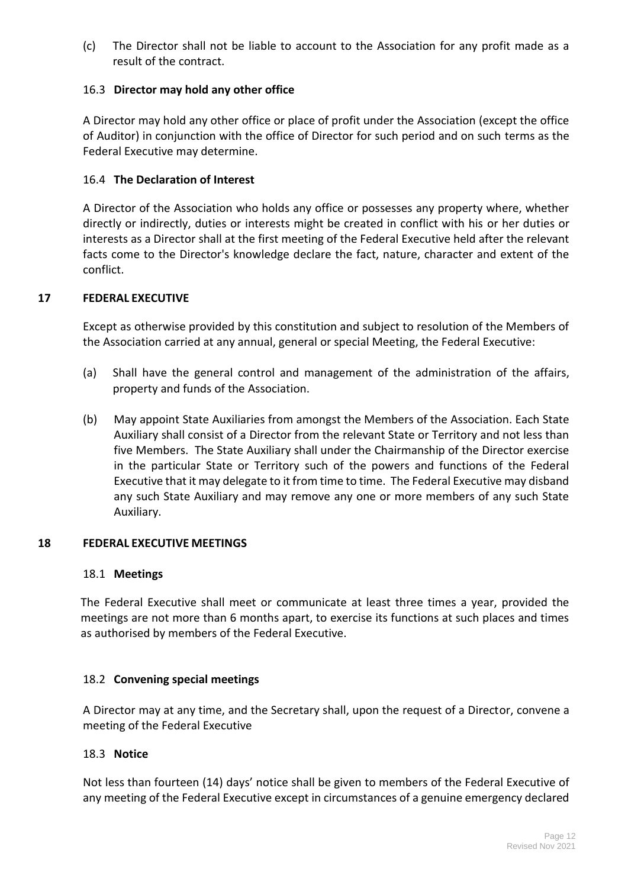(c) The Director shall not be liable to account to the Association for any profit made as a result of the contract.

### 16.3 **Director may hold any other office**

A Director may hold any other office or place of profit under the Association (except the office of Auditor) in conjunction with the office of Director for such period and on such terms as the Federal Executive may determine.

### 16.4 **The Declaration of Interest**

A Director of the Association who holds any office or possesses any property where, whether directly or indirectly, duties or interests might be created in conflict with his or her duties or interests as a Director shall at the first meeting of the Federal Executive held after the relevant facts come to the Director's knowledge declare the fact, nature, character and extent of the conflict.

## 17 FEDERAL EXECUTIVE

Except as otherwise provided by this constitution and subject to resolution of the Members of the Association carried at any annual, general or special Meeting, the Federal Executive:

(a) Shall have the general control and management of the administration of the affairs, property and funds of the Association.

(b) May appoint State Auxiliaries from amongst the Members of the Association. Each State Auxiliary shall consist of a Director from the relevant State or Territory and not less than five Members. The State Auxiliary shall under the Chairmanship of the Director exercise in the particular State or Territory such of the powers and functions of the Federal Executive that it may delegate to it from time to time. The Federal Executive may disband any such State Auxiliary and may remove any one or more members of any such State Auxiliary.

## 18 FEDERAL EXECUTIVE MEETINGS

### 18.1 **Meetings**

The Federal Executive shall meet or communicate at least three times a year, provided the meetings are not more than 6 months apart, to exercise its functions at such places and times as authorised by members of the Federal Executive.

### 18.2 **Convening special meetings**

A Director may at any time, and the Secretary shall, upon the request of a Director, convene a meeting of the Federal Executive

### 18.3 **Notice**

Not less than fourteen (14) days' notice shall be given to members of the Federal Executive of any meeting of the Federal Executive except in circumstances of a genuine emergency declared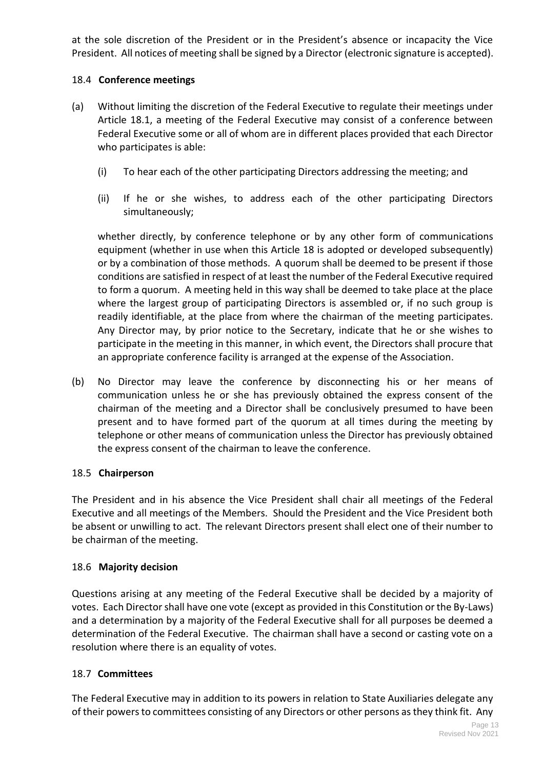at the sole discretion of the President or in the President's absence or incapacity the Vice President. All notices of meeting shall be signed by a Director (electronic signature is accepted).

### 18.4 Conference meetings

(a) Without limiting the discretion of the Federal Executive to regulate their meetings under Article 18.1, a meeting of the Federal Executive may consist of a conference between Federal Executive some or all of whom are in different places provided that each Director who participates is able:

(i) To hear each of the other participating Directors addressing the meeting; and

(ii) If he or she wishes, to address each of the other participating Directors simultaneously;

whether directly, by conference telephone or by any other form of communications equipment (whether in use when this Article 18 is adopted or developed subsequently) or by a combination of those methods. A quorum shall be deemed to be present if those conditions are satisfied in respect of at least the number of the Federal Executive required to form a quorum. A meeting held in this way shall be deemed to take place at the place where the largest group of participating Directors is assembled or, if no such group is readily identifiable, at the place from where the chairman of the meeting participates. Any Director may, by prior notice to the Secretary, indicate that he or she wishes to participate in the meeting in this manner, in which event, the Directors shall procure that an appropriate conference facility is arranged at the expense of the Association.

(b) No Director may leave the conference by disconnecting his or her means of communication unless he or she has previously obtained the express consent of the chairman of the meeting and a Director shall be conclusively presumed to have been present and to have formed part of the quorum at all times during the meeting by telephone or other means of communication unless the Director has previously obtained the express consent of the chairman to leave the conference.

### 18.5 Chairperson

The President and in his absence the Vice President shall chair all meetings of the Federal Executive and all meetings of the Members. Should the President and the Vice President both be absent or unwilling to act. The relevant Directors present shall elect one of their number to be chairman of the meeting.

### 18.6 Majority decision

Questions arising at any meeting of the Federal Executive shall be decided by a majority of votes. Each Director shall have one vote (except as provided in this Constitution or the By-Laws) and a determination by a majority of the Federal Executive shall for all purposes be deemed a determination of the Federal Executive. The chairman shall have a second or casting vote on a resolution where there is an equality of votes.

### 18.7 Committees

The Federal Executive may in addition to its powers in relation to State Auxiliaries delegate any of their powers to committees consisting of any Directors or other persons as they think fit. Any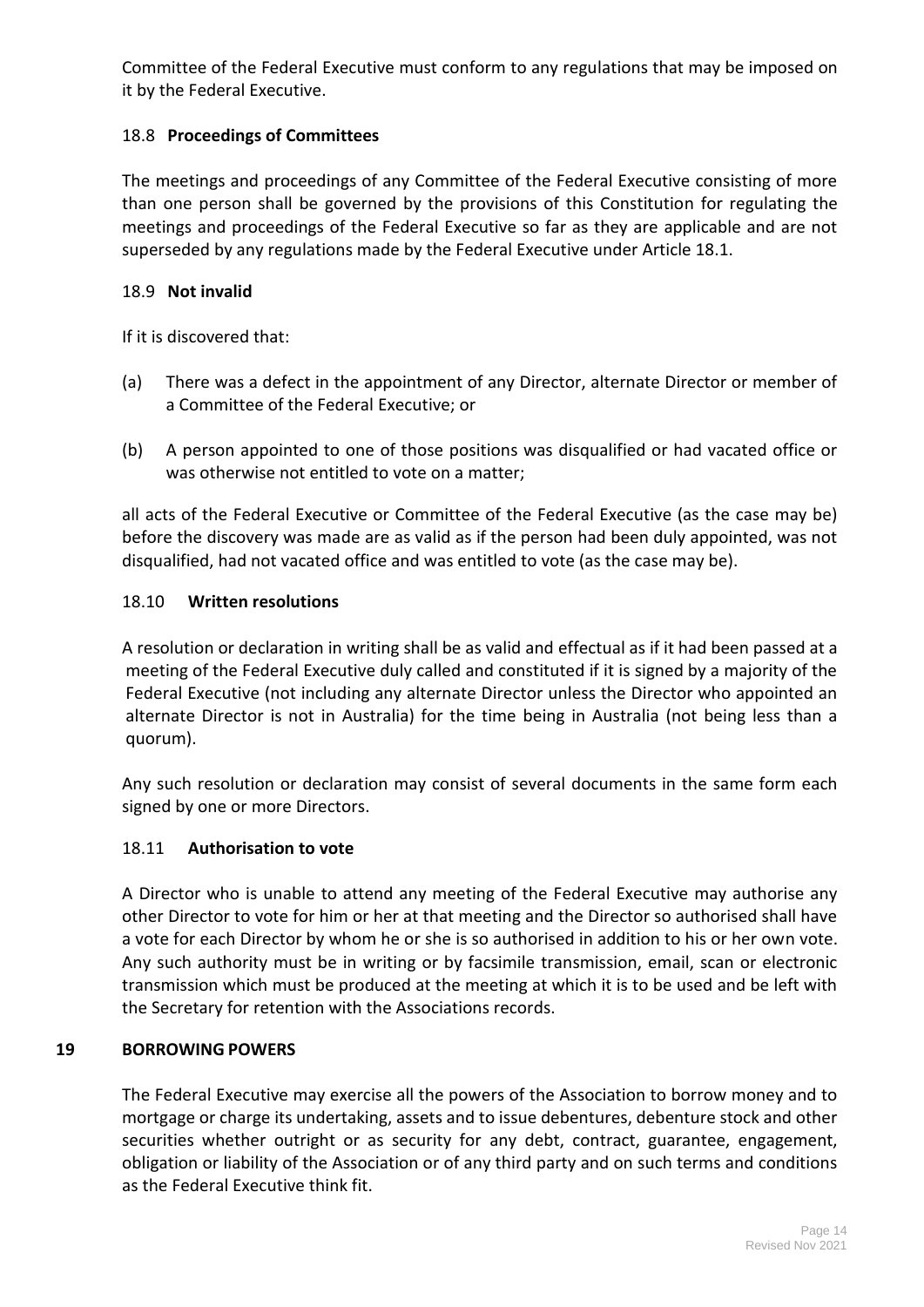Committee of the Federal Executive must conform to any regulations that may be imposed on it by the Federal Executive.

### 18.8 **Proceedings of Committees**

The meetings and proceedings of any Committee of the Federal Executive consisting of more than one person shall be governed by the provisions of this Constitution for regulating the meetings and proceedings of the Federal Executive so far as they are applicable and are not superseded by any regulations made by the Federal Executive under Article 18.1.

### 18.9 **Not invalid**

If it is discovered that:

(a) There was a defect in the appointment of any Director, alternate Director or member of a Committee of the Federal Executive; or

(b) A person appointed to one of those positions was disqualified or had vacated office or was otherwise not entitled to vote on a matter;

all acts of the Federal Executive or Committee of the Federal Executive (as the case may be) before the discovery was made are as valid as if the person had been duly appointed, was not disqualified, had not vacated office and was entitled to vote (as the case may be).

### 18.10 **Written resolutions**

A resolution or declaration in writing shall be as valid and effectual as if it had been passed at a meeting of the Federal Executive duly called and constituted if it is signed by a majority of the Federal Executive (not including any alternate Director unless the Director who appointed an alternate Director is not in Australia) for the time being in Australia (not being less than a quorum).

Any such resolution or declaration may consist of several documents in the same form each signed by one or more Directors.

### 18.11 **Authorisation to vote**

A Director who is unable to attend any meeting of the Federal Executive may authorise any other Director to vote for him or her at that meeting and the Director so authorised shall have a vote for each Director by whom he or she is so authorised in addition to his or her own vote. Any such authority must be in writing or by facsimile transmission, email, scan or electronic transmission which must be produced at the meeting at which it is to be used and be left with the Secretary for retention with the Associations records.

## 19 BORROWING POWERS

The Federal Executive may exercise all the powers of the Association to borrow money and to mortgage or charge its undertaking, assets and to issue debentures, debenture stock and other securities whether outright or as security for any debt, contract, guarantee, engagement, obligation or liability of the Association or of any third party and on such terms and conditions as the Federal Executive think fit.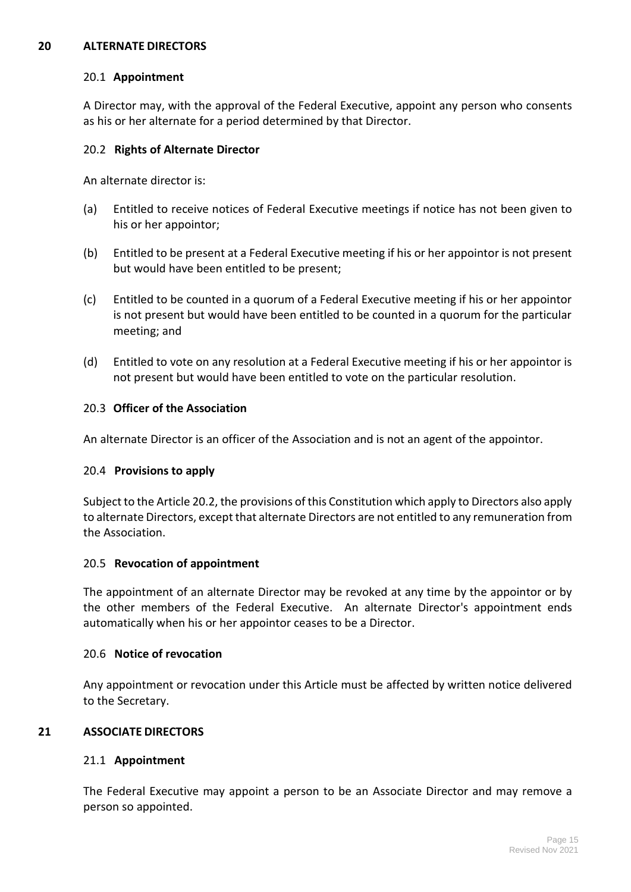## 20 ALTERNATE DIRECTORS

### 20.1 Appointment

A Director may, with the approval of the Federal Executive, appoint any person who consents as his or her alternate for a period determined by that Director.

### 20.2 Rights of Alternate Director

An alternate director is:

(a) Entitled to receive notices of Federal Executive meetings if notice has not been given to his or her appointor;

(b) Entitled to be present at a Federal Executive meeting if his or her appointor is not present but would have been entitled to be present;

(c) Entitled to be counted in a quorum of a Federal Executive meeting if his or her appointor is not present but would have been entitled to be counted in a quorum for the particular meeting; and

(d) Entitled to vote on any resolution at a Federal Executive meeting if his or her appointor is not present but would have been entitled to vote on the particular resolution.

### 20.3 Officer of the Association

An alternate Director is an officer of the Association and is not an agent of the appointor.

### 20.4 Provisions to apply

Subject to the Article 20.2, the provisions of this Constitution which apply to Directors also apply to alternate Directors, except that alternate Directors are not entitled to any remuneration from the Association.

### 20.5 Revocation of appointment

The appointment of an alternate Director may be revoked at any time by the appointor or by the other members of the Federal Executive. An alternate Director's appointment ends automatically when his or her appointor ceases to be a Director.

### 20.6 Notice of revocation

Any appointment or revocation under this Article must be affected by written notice delivered to the Secretary.

## 21 ASSOCIATE DIRECTORS

### 21.1 Appointment

The Federal Executive may appoint a person to be an Associate Director and may remove a person so appointed.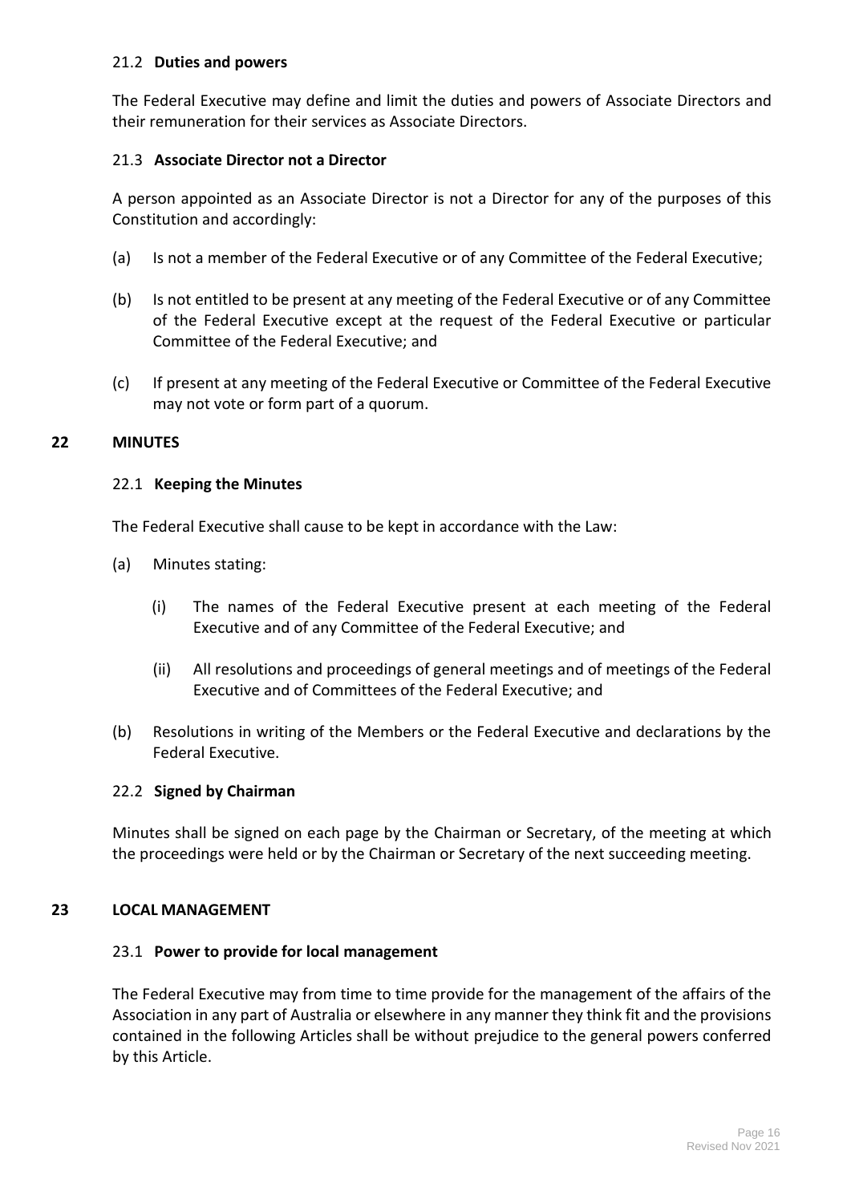### 21.2 **Duties and powers**

The Federal Executive may define and limit the duties and powers of Associate Directors and their remuneration for their services as Associate Directors.

### 21.3 **Associate Director not a Director**

A person appointed as an Associate Director is not a Director for any of the purposes of this Constitution and accordingly:

(a) Is not a member of the Federal Executive or of any Committee of the Federal Executive;

(b) Is not entitled to be present at any meeting of the Federal Executive or of any Committee of the Federal Executive except at the request of the Federal Executive or particular Committee of the Federal Executive; and

(c) If present at any meeting of the Federal Executive or Committee of the Federal Executive may not vote or form part of a quorum.

## 22 MINUTES

### 22.1 **Keeping the Minutes**

The Federal Executive shall cause to be kept in accordance with the Law:

(a) Minutes stating:

  (i) The names of the Federal Executive present at each meeting of the Federal Executive and of any Committee of the Federal Executive; and

  (ii) All resolutions and proceedings of general meetings and of meetings of the Federal Executive and of Committees of the Federal Executive; and

(b) Resolutions in writing of the Members or the Federal Executive and declarations by the Federal Executive.

### 22.2 **Signed by Chairman**

Minutes shall be signed on each page by the Chairman or Secretary, of the meeting at which the proceedings were held or by the Chairman or Secretary of the next succeeding meeting.

## 23 LOCAL MANAGEMENT

### 23.1 **Power to provide for local management**

The Federal Executive may from time to time provide for the management of the affairs of the Association in any part of Australia or elsewhere in any manner they think fit and the provisions contained in the following Articles shall be without prejudice to the general powers conferred by this Article.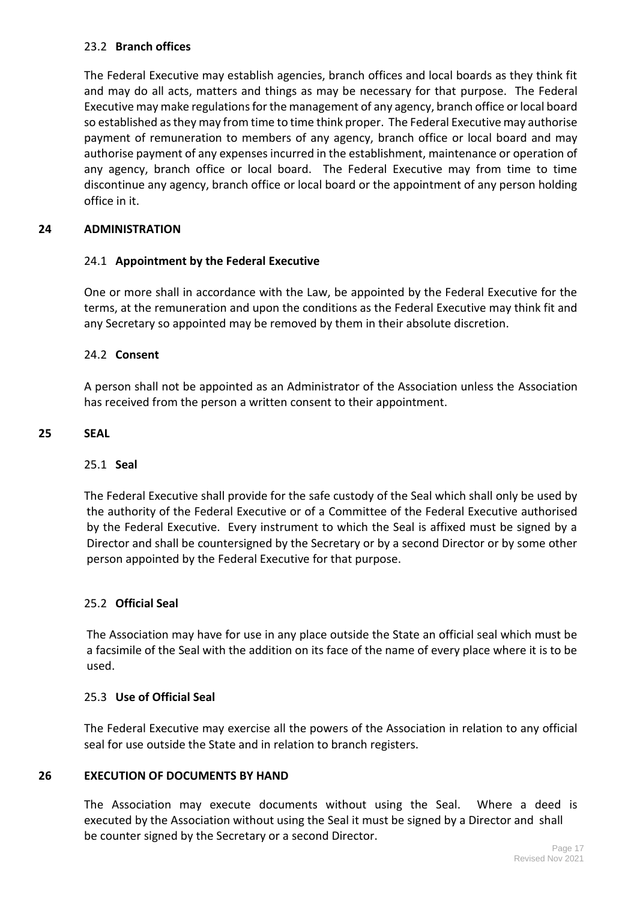### 23.2 **Branch offices**

The Federal Executive may establish agencies, branch offices and local boards as they think fit and may do all acts, matters and things as may be necessary for that purpose. The Federal Executive may make regulations for the management of any agency, branch office or local board so established as they may from time to time think proper. The Federal Executive may authorise payment of remuneration to members of any agency, branch office or local board and may authorise payment of any expenses incurred in the establishment, maintenance or operation of any agency, branch office or local board. The Federal Executive may from time to time discontinue any agency, branch office or local board or the appointment of any person holding office in it.

## 24 ADMINISTRATION

### 24.1 **Appointment by the Federal Executive**

One or more shall in accordance with the Law, be appointed by the Federal Executive for the terms, at the remuneration and upon the conditions as the Federal Executive may think fit and any Secretary so appointed may be removed by them in their absolute discretion.

### 24.2 **Consent**

A person shall not be appointed as an Administrator of the Association unless the Association has received from the person a written consent to their appointment.

## 25 SEAL

### 25.1 **Seal**

The Federal Executive shall provide for the safe custody of the Seal which shall only be used by the authority of the Federal Executive or of a Committee of the Federal Executive authorised by the Federal Executive. Every instrument to which the Seal is affixed must be signed by a Director and shall be countersigned by the Secretary or by a second Director or by some other person appointed by the Federal Executive for that purpose.

### 25.2 **Official Seal**

The Association may have for use in any place outside the State an official seal which must be a facsimile of the Seal with the addition on its face of the name of every place where it is to be used.

### 25.3 **Use of Official Seal**

The Federal Executive may exercise all the powers of the Association in relation to any official seal for use outside the State and in relation to branch registers.

## 26 EXECUTION OF DOCUMENTS BY HAND

The Association may execute documents without using the Seal. Where a deed is executed by the Association without using the Seal it must be signed by a Director and shall be counter signed by the Secretary or a second Director.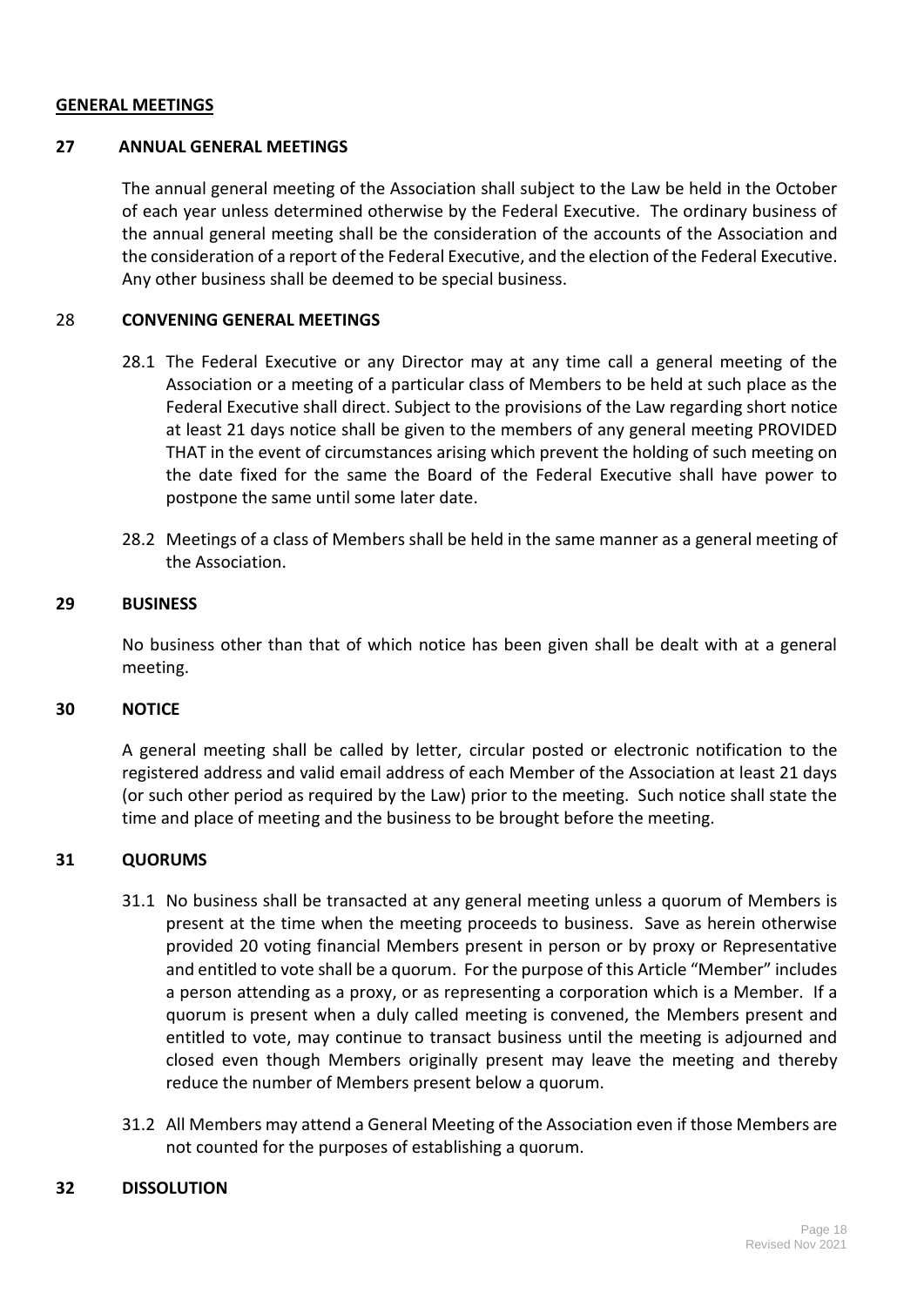## GENERAL MEETINGS

### 27 ANNUAL GENERAL MEETINGS

The annual general meeting of the Association shall subject to the Law be held in the October of each year unless determined otherwise by the Federal Executive. The ordinary business of the annual general meeting shall be the consideration of the accounts of the Association and the consideration of a report of the Federal Executive, and the election of the Federal Executive. Any other business shall be deemed to be special business.

### 28 CONVENING GENERAL MEETINGS

28.1 The Federal Executive or any Director may at any time call a general meeting of the Association or a meeting of a particular class of Members to be held at such place as the Federal Executive shall direct. Subject to the provisions of the Law regarding short notice at least 21 days notice shall be given to the members of any general meeting PROVIDED THAT in the event of circumstances arising which prevent the holding of such meeting on the date fixed for the same the Board of the Federal Executive shall have power to postpone the same until some later date.

28.2 Meetings of a class of Members shall be held in the same manner as a general meeting of the Association.

### 29 BUSINESS

No business other than that of which notice has been given shall be dealt with at a general meeting.

### 30 NOTICE

A general meeting shall be called by letter, circular posted or electronic notification to the registered address and valid email address of each Member of the Association at least 21 days (or such other period as required by the Law) prior to the meeting. Such notice shall state the time and place of meeting and the business to be brought before the meeting.

### 31 QUORUMS

31.1 No business shall be transacted at any general meeting unless a quorum of Members is present at the time when the meeting proceeds to business. Save as herein otherwise provided 20 voting financial Members present in person or by proxy or Representative and entitled to vote shall be a quorum. For the purpose of this Article "Member" includes a person attending as a proxy, or as representing a corporation which is a Member. If a quorum is present when a duly called meeting is convened, the Members present and entitled to vote, may continue to transact business until the meeting is adjourned and closed even though Members originally present may leave the meeting and thereby reduce the number of Members present below a quorum.

31.2 All Members may attend a General Meeting of the Association even if those Members are not counted for the purposes of establishing a quorum.

### 32 DISSOLUTION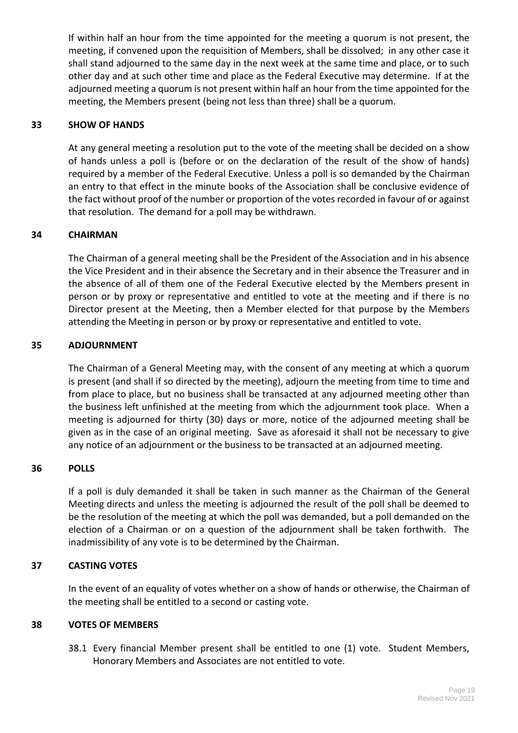If within half an hour from the time appointed for the meeting a quorum is not present, the meeting, if convened upon the requisition of Members, shall be dissolved; in any other case it shall stand adjourned to the same day in the next week at the same time and place, or to such other day and at such other time and place as the Federal Executive may determine. If at the adjourned meeting a quorum is not present within half an hour from the time appointed for the meeting, the Members present (being not less than three) shall be a quorum.

## 33 SHOW OF HANDS

At any general meeting a resolution put to the vote of the meeting shall be decided on a show of hands unless a poll is (before or on the declaration of the result of the show of hands) required by a member of the Federal Executive. Unless a poll is so demanded by the Chairman an entry to that effect in the minute books of the Association shall be conclusive evidence of the fact without proof of the number or proportion of the votes recorded in favour of or against that resolution. The demand for a poll may be withdrawn.

## 34 CHAIRMAN

The Chairman of a general meeting shall be the President of the Association and in his absence the Vice President and in their absence the Secretary and in their absence the Treasurer and in the absence of all of them one of the Federal Executive elected by the Members present in person or by proxy or representative and entitled to vote at the meeting and if there is no Director present at the Meeting, then a Member elected for that purpose by the Members attending the Meeting in person or by proxy or representative and entitled to vote.

## 35 ADJOURNMENT

The Chairman of a General Meeting may, with the consent of any meeting at which a quorum is present (and shall if so directed by the meeting), adjourn the meeting from time to time and from place to place, but no business shall be transacted at any adjourned meeting other than the business left unfinished at the meeting from which the adjournment took place. When a meeting is adjourned for thirty (30) days or more, notice of the adjourned meeting shall be given as in the case of an original meeting. Save as aforesaid it shall not be necessary to give any notice of an adjournment or the business to be transacted at an adjourned meeting.

## 36 POLLS

If a poll is duly demanded it shall be taken in such manner as the Chairman of the General Meeting directs and unless the meeting is adjourned the result of the poll shall be deemed to be the resolution of the meeting at which the poll was demanded, but a poll demanded on the election of a Chairman or on a question of the adjournment shall be taken forthwith. The inadmissibility of any vote is to be determined by the Chairman.

## 37 CASTING VOTES

In the event of an equality of votes whether on a show of hands or otherwise, the Chairman of the meeting shall be entitled to a second or casting vote.

## 38 VOTES OF MEMBERS

38.1 Every financial Member present shall be entitled to one (1) vote. Student Members, Honorary Members and Associates are not entitled to vote.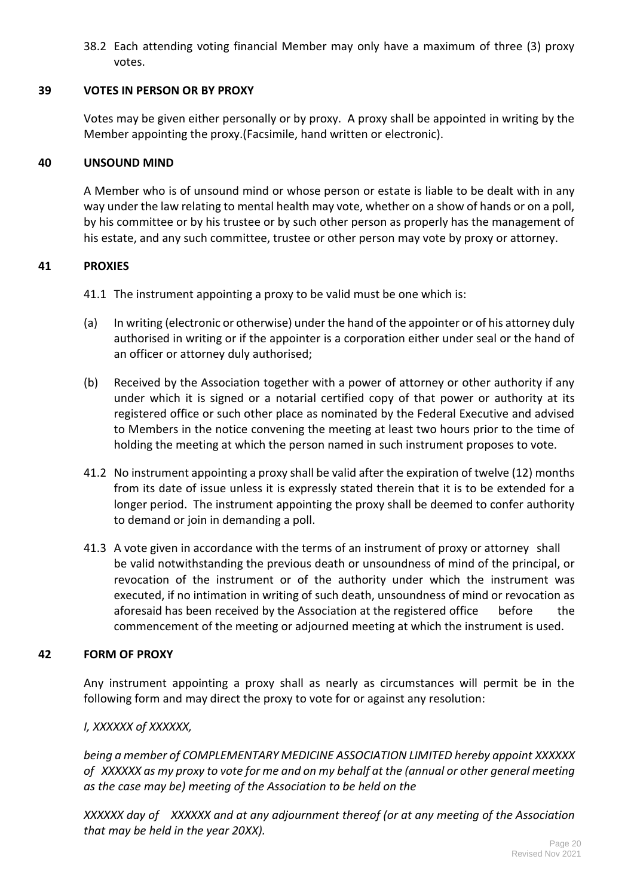38.2 Each attending voting financial Member may only have a maximum of three (3) proxy votes.

## 39 VOTES IN PERSON OR BY PROXY

Votes may be given either personally or by proxy. A proxy shall be appointed in writing by the Member appointing the proxy.(Facsimile, hand written or electronic).

## 40 UNSOUND MIND

A Member who is of unsound mind or whose person or estate is liable to be dealt with in any way under the law relating to mental health may vote, whether on a show of hands or on a poll, by his committee or by his trustee or by such other person as properly has the management of his estate, and any such committee, trustee or other person may vote by proxy or attorney.

## 41 PROXIES

41.1 The instrument appointing a proxy to be valid must be one which is:

(a) In writing (electronic or otherwise) under the hand of the appointer or of his attorney duly authorised in writing or if the appointer is a corporation either under seal or the hand of an officer or attorney duly authorised;

(b) Received by the Association together with a power of attorney or other authority if any under which it is signed or a notarial certified copy of that power or authority at its registered office or such other place as nominated by the Federal Executive and advised to Members in the notice convening the meeting at least two hours prior to the time of holding the meeting at which the person named in such instrument proposes to vote.

41.2 No instrument appointing a proxy shall be valid after the expiration of twelve (12) months from its date of issue unless it is expressly stated therein that it is to be extended for a longer period. The instrument appointing the proxy shall be deemed to confer authority to demand or join in demanding a poll.

41.3 A vote given in accordance with the terms of an instrument of proxy or attorney shall be valid notwithstanding the previous death or unsoundness of mind of the principal, or revocation of the instrument or of the authority under which the instrument was executed, if no intimation in writing of such death, unsoundness of mind or revocation as aforesaid has been received by the Association at the registered office before the commencement of the meeting or adjourned meeting at which the instrument is used.

## 42 FORM OF PROXY

Any instrument appointing a proxy shall as nearly as circumstances will permit be in the following form and may direct the proxy to vote for or against any resolution:

*I, XXXXXX of XXXXXX,*

*being a member of COMPLEMENTARY MEDICINE ASSOCIATION LIMITED hereby appoint XXXXXX of XXXXXX as my proxy to vote for me and on my behalf at the (annual or other general meeting as the case may be) meeting of the Association to be held on the*

*XXXXXX day of XXXXXX and at any adjournment thereof (or at any meeting of the Association that may be held in the year 20XX).*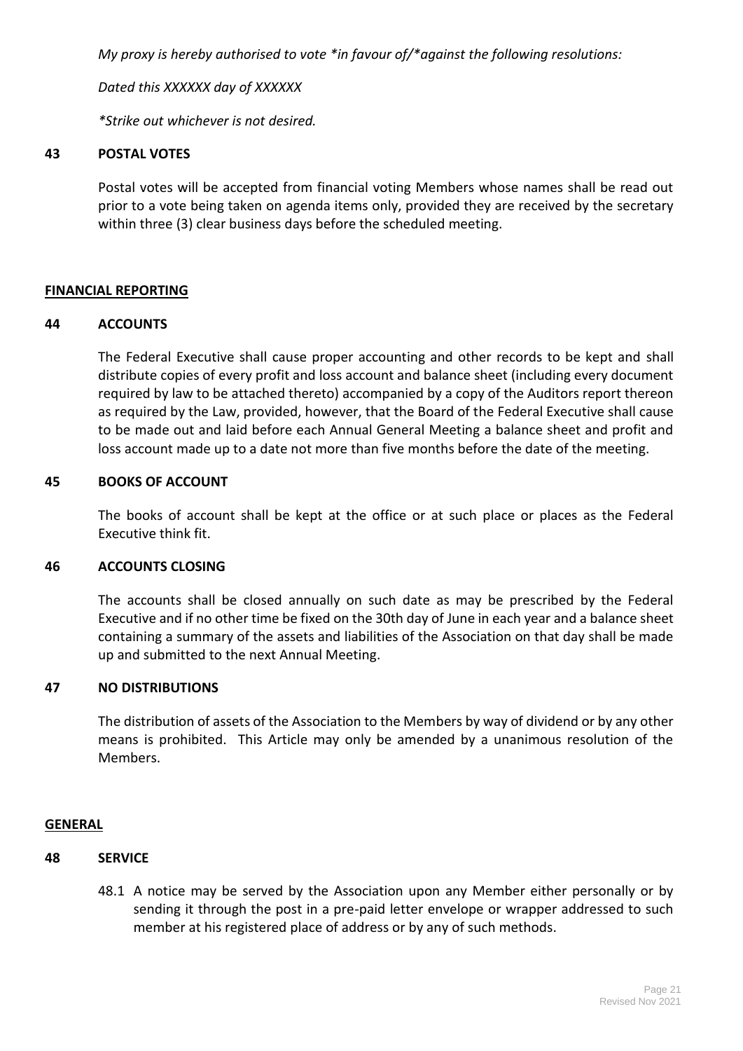*My proxy is hereby authorised to vote *in favour of/*against the following resolutions:*

*Dated this XXXXXX day of XXXXXX*

**Strike out whichever is not desired.*

### 43 POSTAL VOTES

Postal votes will be accepted from financial voting Members whose names shall be read out prior to a vote being taken on agenda items only, provided they are received by the secretary within three (3) clear business days before the scheduled meeting.

## FINANCIAL REPORTING

### 44 ACCOUNTS

The Federal Executive shall cause proper accounting and other records to be kept and shall distribute copies of every profit and loss account and balance sheet (including every document required by law to be attached thereto) accompanied by a copy of the Auditors report thereon as required by the Law, provided, however, that the Board of the Federal Executive shall cause to be made out and laid before each Annual General Meeting a balance sheet and profit and loss account made up to a date not more than five months before the date of the meeting.

### 45 BOOKS OF ACCOUNT

The books of account shall be kept at the office or at such place or places as the Federal Executive think fit.

### 46 ACCOUNTS CLOSING

The accounts shall be closed annually on such date as may be prescribed by the Federal Executive and if no other time be fixed on the 30th day of June in each year and a balance sheet containing a summary of the assets and liabilities of the Association on that day shall be made up and submitted to the next Annual Meeting.

### 47 NO DISTRIBUTIONS

The distribution of assets of the Association to the Members by way of dividend or by any other means is prohibited. This Article may only be amended by a unanimous resolution of the Members.

## GENERAL

### 48 SERVICE

48.1 A notice may be served by the Association upon any Member either personally or by sending it through the post in a pre-paid letter envelope or wrapper addressed to such member at his registered place of address or by any of such methods.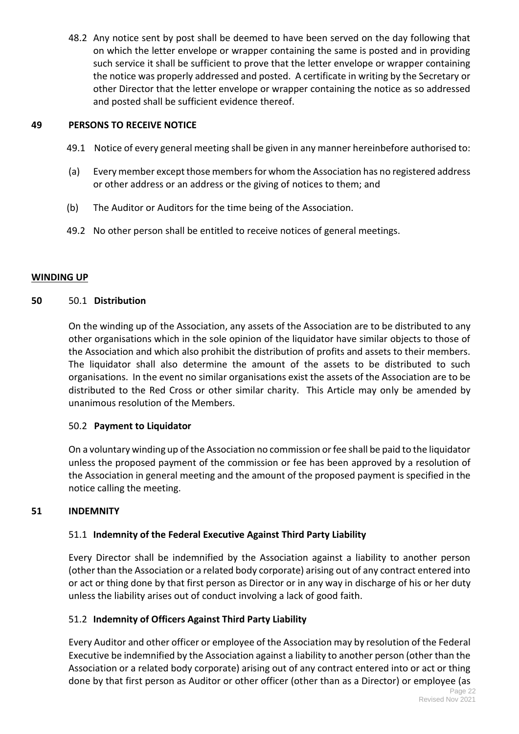48.2 Any notice sent by post shall be deemed to have been served on the day following that on which the letter envelope or wrapper containing the same is posted and in providing such service it shall be sufficient to prove that the letter envelope or wrapper containing the notice was properly addressed and posted. A certificate in writing by the Secretary or other Director that the letter envelope or wrapper containing the notice as so addressed and posted shall be sufficient evidence thereof.

**49 PERSONS TO RECEIVE NOTICE**

49.1 Notice of every general meeting shall be given in any manner hereinbefore authorised to:

(a) Every member except those members for whom the Association has no registered address or other address or an address or the giving of notices to them; and

(b) The Auditor or Auditors for the time being of the Association.

49.2 No other person shall be entitled to receive notices of general meetings.

**WINDING UP**

**50** 50.1 **Distribution**

On the winding up of the Association, any assets of the Association are to be distributed to any other organisations which in the sole opinion of the liquidator have similar objects to those of the Association and which also prohibit the distribution of profits and assets to their members. The liquidator shall also determine the amount of the assets to be distributed to such organisations. In the event no similar organisations exist the assets of the Association are to be distributed to the Red Cross or other similar charity. This Article may only be amended by unanimous resolution of the Members.

50.2 **Payment to Liquidator**

On a voluntary winding up of the Association no commission or fee shall be paid to the liquidator unless the proposed payment of the commission or fee has been approved by a resolution of the Association in general meeting and the amount of the proposed payment is specified in the notice calling the meeting.

**51 INDEMNITY**

51.1 **Indemnity of the Federal Executive Against Third Party Liability**

Every Director shall be indemnified by the Association against a liability to another person (other than the Association or a related body corporate) arising out of any contract entered into or act or thing done by that first person as Director or in any way in discharge of his or her duty unless the liability arises out of conduct involving a lack of good faith.

51.2 **Indemnity of Officers Against Third Party Liability**

Every Auditor and other officer or employee of the Association may by resolution of the Federal Executive be indemnified by the Association against a liability to another person (other than the Association or a related body corporate) arising out of any contract entered into or act or thing done by that first person as Auditor or other officer (other than as a Director) or employee (as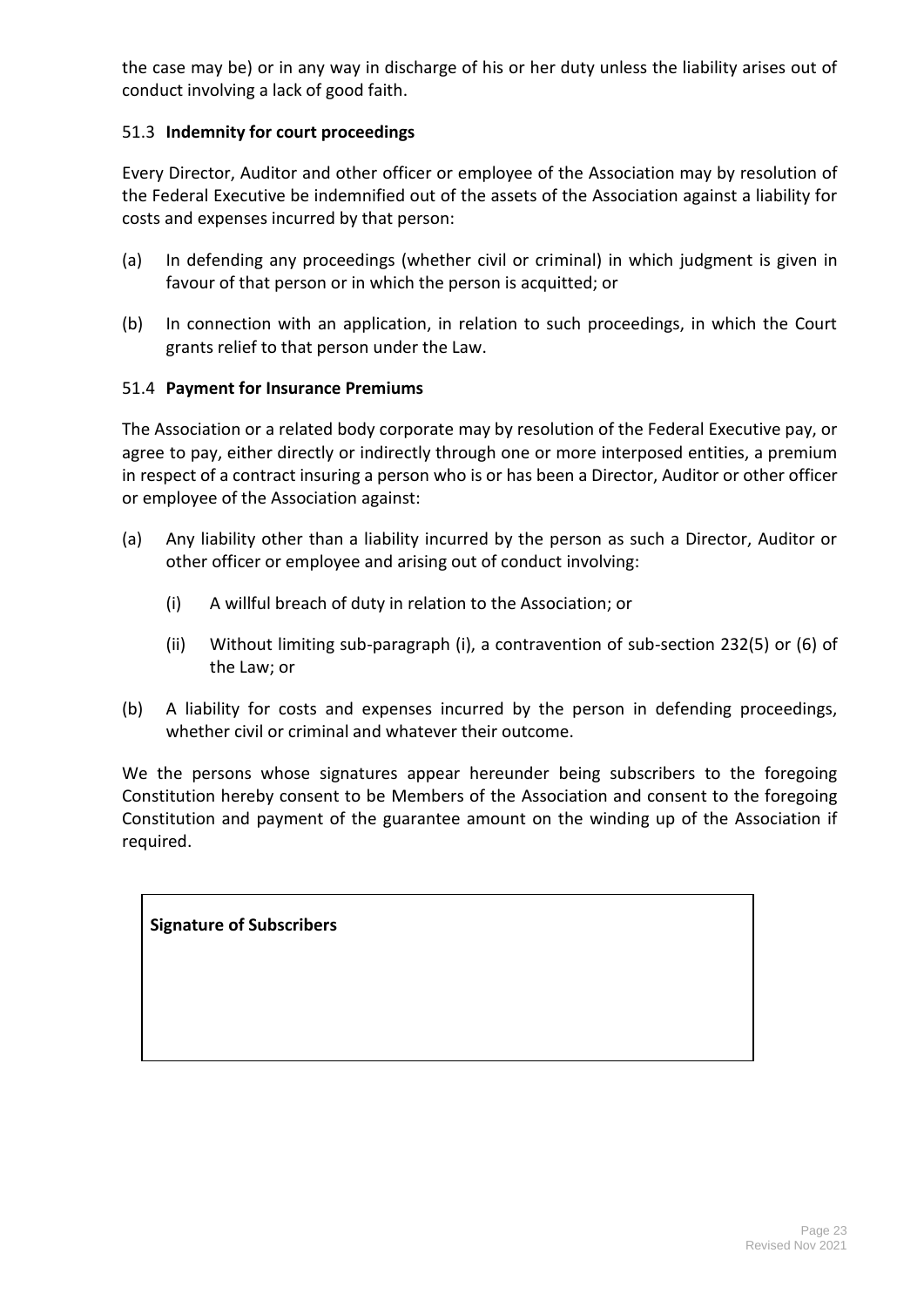the case may be) or in any way in discharge of his or her duty unless the liability arises out of conduct involving a lack of good faith.

### 51.3 **Indemnity for court proceedings**

Every Director, Auditor and other officer or employee of the Association may by resolution of the Federal Executive be indemnified out of the assets of the Association against a liability for costs and expenses incurred by that person:

(a) In defending any proceedings (whether civil or criminal) in which judgment is given in favour of that person or in which the person is acquitted; or

(b) In connection with an application, in relation to such proceedings, in which the Court grants relief to that person under the Law.

### 51.4 **Payment for Insurance Premiums**

The Association or a related body corporate may by resolution of the Federal Executive pay, or agree to pay, either directly or indirectly through one or more interposed entities, a premium in respect of a contract insuring a person who is or has been a Director, Auditor or other officer or employee of the Association against:

(a) Any liability other than a liability incurred by the person as such a Director, Auditor or other officer or employee and arising out of conduct involving:

  (i) A willful breach of duty in relation to the Association; or

  (ii) Without limiting sub-paragraph (i), a contravention of sub-section 232(5) or (6) of the Law; or

(b) A liability for costs and expenses incurred by the person in defending proceedings, whether civil or criminal and whatever their outcome.

We the persons whose signatures appear hereunder being subscribers to the foregoing Constitution hereby consent to be Members of the Association and consent to the foregoing Constitution and payment of the guarantee amount on the winding up of the Association if required.

| **Signature of Subscribers** |
| --- |
| |